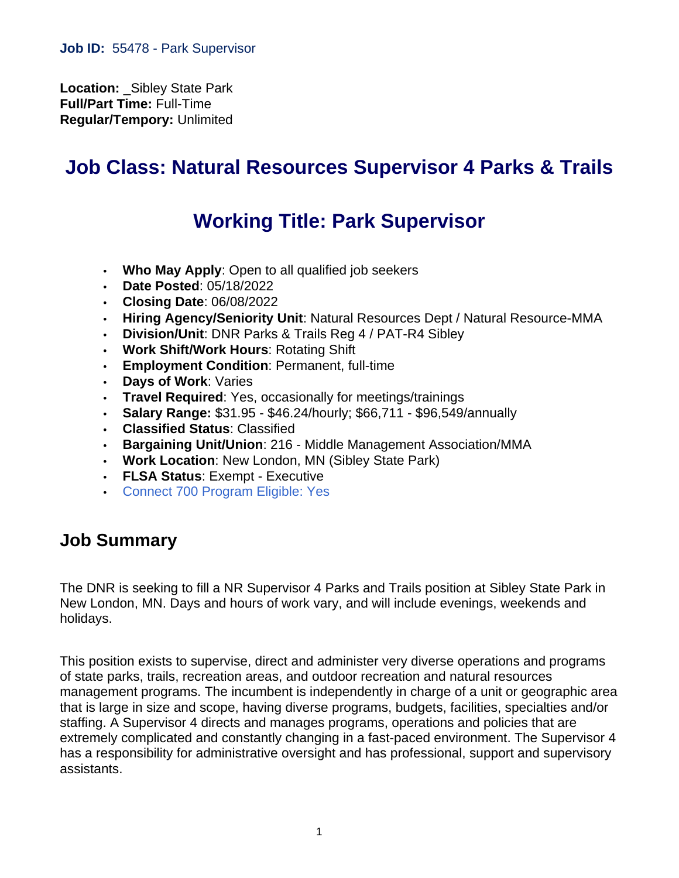**Job ID:** 55478 - Park Supervisor

**Location:** _Sibley State Park
**Full/Part Time:** Full-Time
**Regular/Tempory:** Unlimited

# Job Class: Natural Resources Supervisor 4 Parks & Trails

# Working Title: Park Supervisor

- **Who May Apply**: Open to all qualified job seekers
- **Date Posted**: 05/18/2022
- **Closing Date**: 06/08/2022
- **Hiring Agency/Seniority Unit**: Natural Resources Dept / Natural Resource-MMA
- **Division/Unit**: DNR Parks & Trails Reg 4 / PAT-R4 Sibley
- **Work Shift/Work Hours**: Rotating Shift
- **Employment Condition**: Permanent, full-time
- **Days of Work**: Varies
- **Travel Required**: Yes, occasionally for meetings/trainings
- **Salary Range:** $31.95 - $46.24/hourly; $66,711 - $96,549/annually
- **Classified Status**: Classified
- **Bargaining Unit/Union**: 216 - Middle Management Association/MMA
- **Work Location**: New London, MN (Sibley State Park)
- **FLSA Status**: Exempt - Executive
- Connect 700 Program Eligible: Yes

## Job Summary

The DNR is seeking to fill a NR Supervisor 4 Parks and Trails position at Sibley State Park in New London, MN. Days and hours of work vary, and will include evenings, weekends and holidays.

This position exists to supervise, direct and administer very diverse operations and programs of state parks, trails, recreation areas, and outdoor recreation and natural resources management programs. The incumbent is independently in charge of a unit or geographic area that is large in size and scope, having diverse programs, budgets, facilities, specialties and/or staffing. A Supervisor 4 directs and manages programs, operations and policies that are extremely complicated and constantly changing in a fast-paced environment. The Supervisor 4 has a responsibility for administrative oversight and has professional, support and supervisory assistants.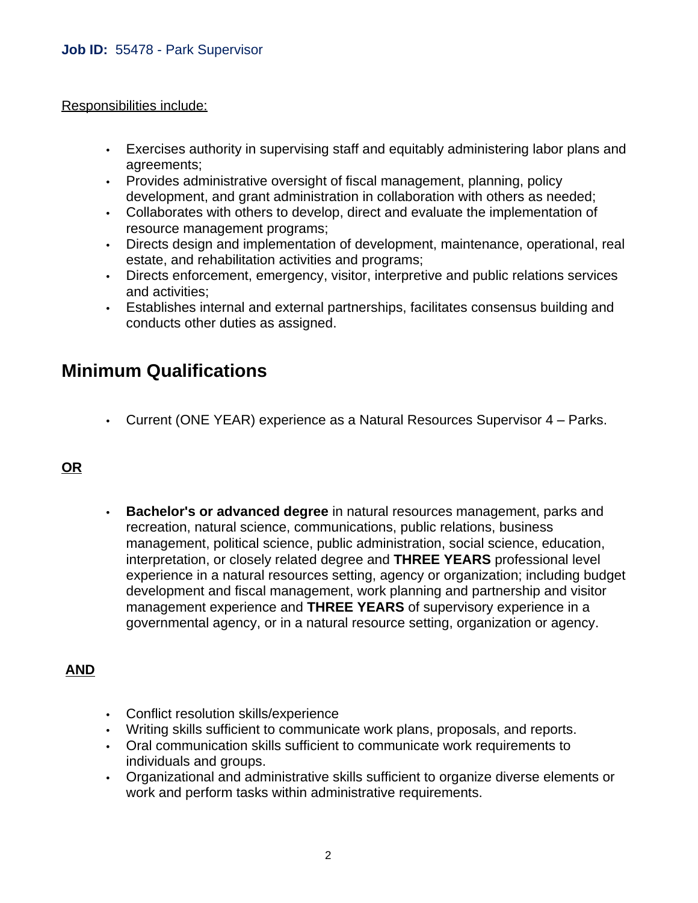**Job ID:** 55478 - Park Supervisor

Responsibilities include:

- Exercises authority in supervising staff and equitably administering labor plans and agreements;
- Provides administrative oversight of fiscal management, planning, policy development, and grant administration in collaboration with others as needed;
- Collaborates with others to develop, direct and evaluate the implementation of resource management programs;
- Directs design and implementation of development, maintenance, operational, real estate, and rehabilitation activities and programs;
- Directs enforcement, emergency, visitor, interpretive and public relations services and activities;
- Establishes internal and external partnerships, facilitates consensus building and conducts other duties as assigned.

## Minimum Qualifications

- Current (ONE YEAR) experience as a Natural Resources Supervisor 4 – Parks.

**OR**

- **Bachelor's or advanced degree** in natural resources management, parks and recreation, natural science, communications, public relations, business management, political science, public administration, social science, education, interpretation, or closely related degree and **THREE YEARS** professional level experience in a natural resources setting, agency or organization; including budget development and fiscal management, work planning and partnership and visitor management experience and **THREE YEARS** of supervisory experience in a governmental agency, or in a natural resource setting, organization or agency.

**AND**

- Conflict resolution skills/experience
- Writing skills sufficient to communicate work plans, proposals, and reports.
- Oral communication skills sufficient to communicate work requirements to individuals and groups.
- Organizational and administrative skills sufficient to organize diverse elements or work and perform tasks within administrative requirements.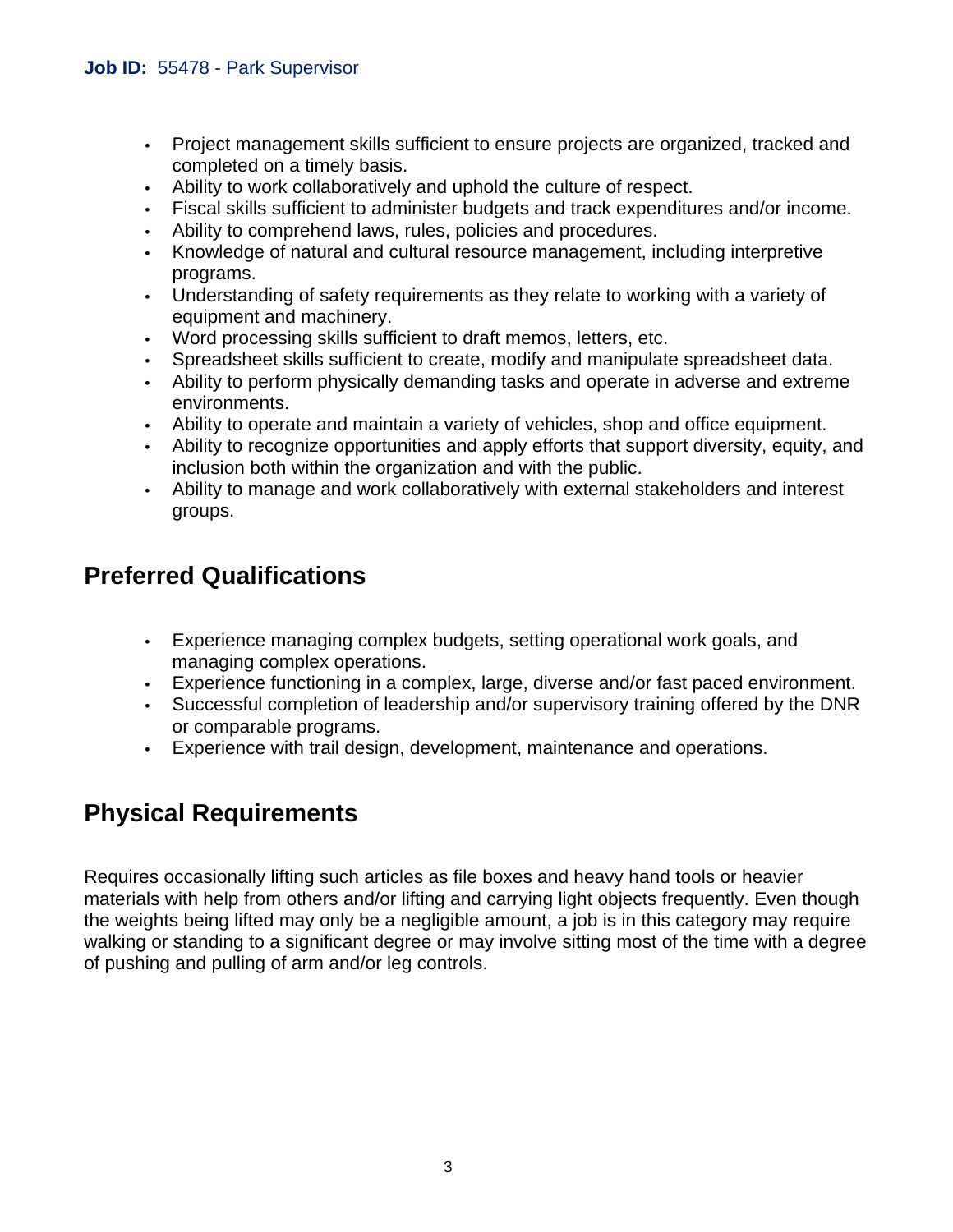- Project management skills sufficient to ensure projects are organized, tracked and completed on a timely basis.
- Ability to work collaboratively and uphold the culture of respect.
- Fiscal skills sufficient to administer budgets and track expenditures and/or income.
- Ability to comprehend laws, rules, policies and procedures.
- Knowledge of natural and cultural resource management, including interpretive programs.
- Understanding of safety requirements as they relate to working with a variety of equipment and machinery.
- Word processing skills sufficient to draft memos, letters, etc.
- Spreadsheet skills sufficient to create, modify and manipulate spreadsheet data.
- Ability to perform physically demanding tasks and operate in adverse and extreme environments.
- Ability to operate and maintain a variety of vehicles, shop and office equipment.
- Ability to recognize opportunities and apply efforts that support diversity, equity, and inclusion both within the organization and with the public.
- Ability to manage and work collaboratively with external stakeholders and interest groups.

## Preferred Qualifications

- Experience managing complex budgets, setting operational work goals, and managing complex operations.
- Experience functioning in a complex, large, diverse and/or fast paced environment.
- Successful completion of leadership and/or supervisory training offered by the DNR or comparable programs.
- Experience with trail design, development, maintenance and operations.

## Physical Requirements

Requires occasionally lifting such articles as file boxes and heavy hand tools or heavier materials with help from others and/or lifting and carrying light objects frequently. Even though the weights being lifted may only be a negligible amount, a job is in this category may require walking or standing to a significant degree or may involve sitting most of the time with a degree of pushing and pulling of arm and/or leg controls.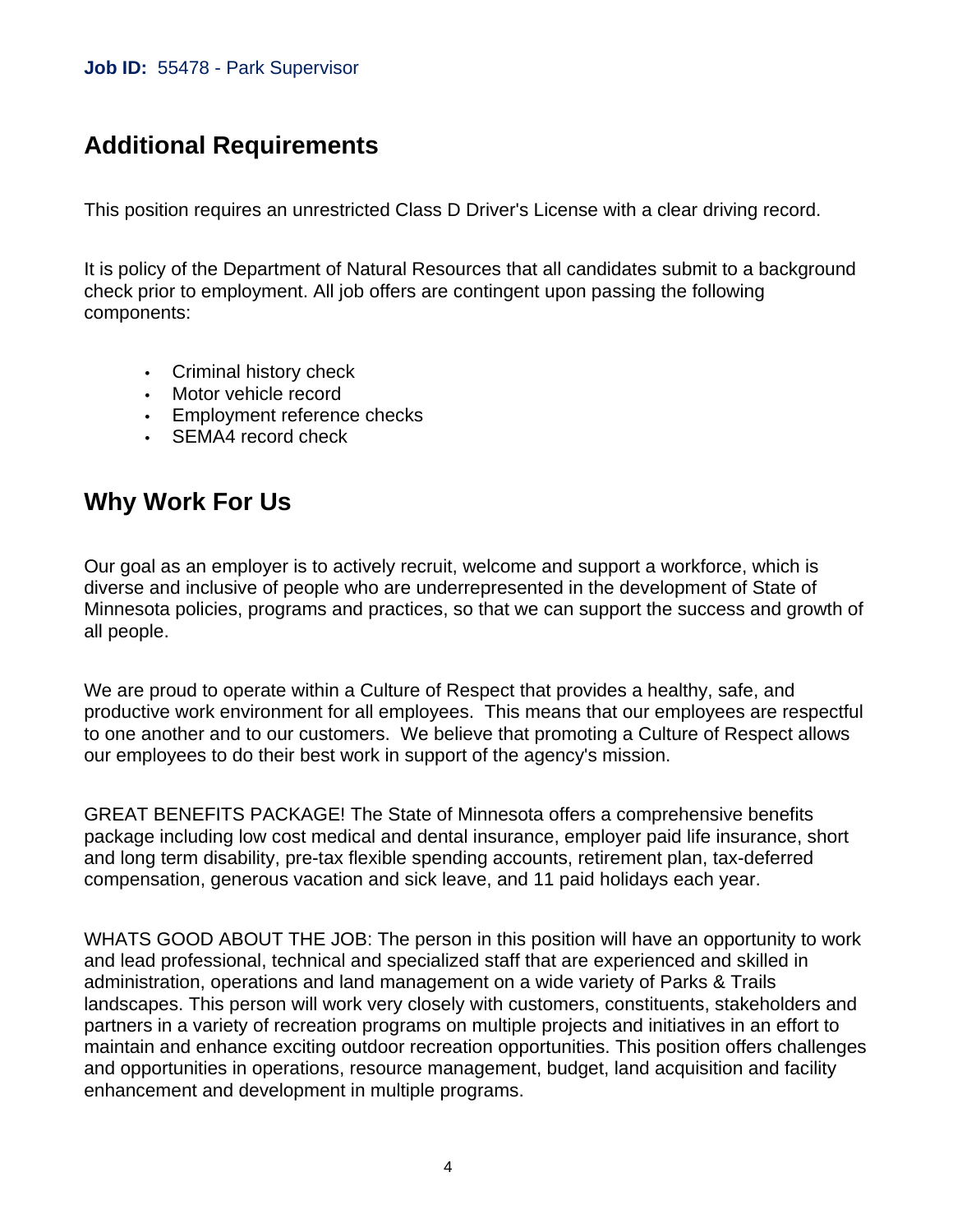## Additional Requirements

This position requires an unrestricted Class D Driver's License with a clear driving record.

It is policy of the Department of Natural Resources that all candidates submit to a background check prior to employment. All job offers are contingent upon passing the following components:

- Criminal history check
- Motor vehicle record
- Employment reference checks
- SEMA4 record check

## Why Work For Us

Our goal as an employer is to actively recruit, welcome and support a workforce, which is diverse and inclusive of people who are underrepresented in the development of State of Minnesota policies, programs and practices, so that we can support the success and growth of all people.

We are proud to operate within a Culture of Respect that provides a healthy, safe, and productive work environment for all employees.  This means that our employees are respectful to one another and to our customers.  We believe that promoting a Culture of Respect allows our employees to do their best work in support of the agency's mission.

GREAT BENEFITS PACKAGE! The State of Minnesota offers a comprehensive benefits package including low cost medical and dental insurance, employer paid life insurance, short and long term disability, pre-tax flexible spending accounts, retirement plan, tax-deferred compensation, generous vacation and sick leave, and 11 paid holidays each year.

WHATS GOOD ABOUT THE JOB: The person in this position will have an opportunity to work and lead professional, technical and specialized staff that are experienced and skilled in administration, operations and land management on a wide variety of Parks & Trails landscapes. This person will work very closely with customers, constituents, stakeholders and partners in a variety of recreation programs on multiple projects and initiatives in an effort to maintain and enhance exciting outdoor recreation opportunities. This position offers challenges and opportunities in operations, resource management, budget, land acquisition and facility enhancement and development in multiple programs.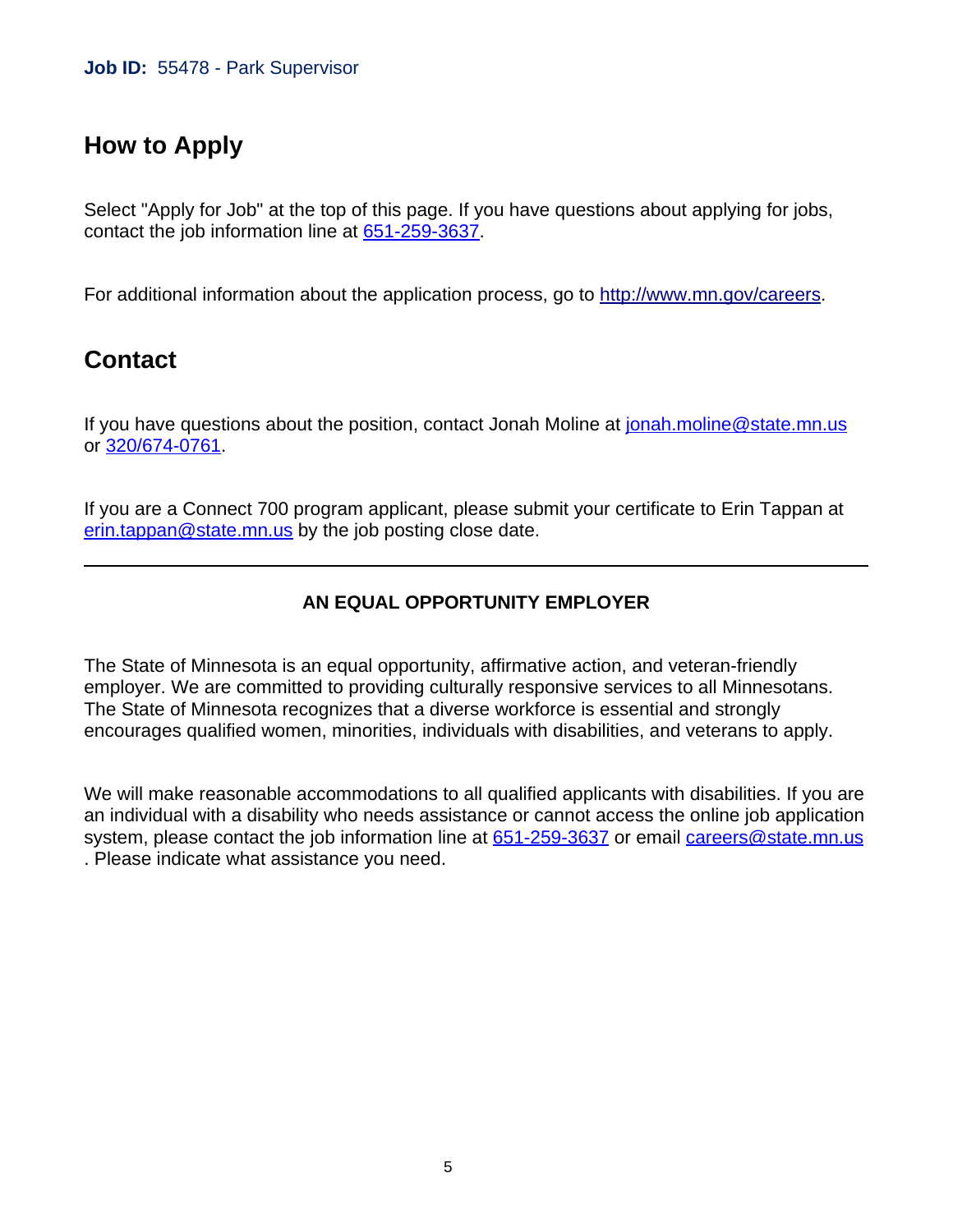**Job ID:** 55478 - Park Supervisor

## How to Apply

Select "Apply for Job" at the top of this page. If you have questions about applying for jobs, contact the job information line at 651-259-3637.

For additional information about the application process, go to http://www.mn.gov/careers.

## Contact

If you have questions about the position, contact Jonah Moline at jonah.moline@state.mn.us or 320/674-0761.

If you are a Connect 700 program applicant, please submit your certificate to Erin Tappan at erin.tappan@state.mn.us by the job posting close date.

---

**AN EQUAL OPPORTUNITY EMPLOYER**

The State of Minnesota is an equal opportunity, affirmative action, and veteran-friendly employer. We are committed to providing culturally responsive services to all Minnesotans. The State of Minnesota recognizes that a diverse workforce is essential and strongly encourages qualified women, minorities, individuals with disabilities, and veterans to apply.

We will make reasonable accommodations to all qualified applicants with disabilities. If you are an individual with a disability who needs assistance or cannot access the online job application system, please contact the job information line at 651-259-3637 or email careers@state.mn.us . Please indicate what assistance you need.